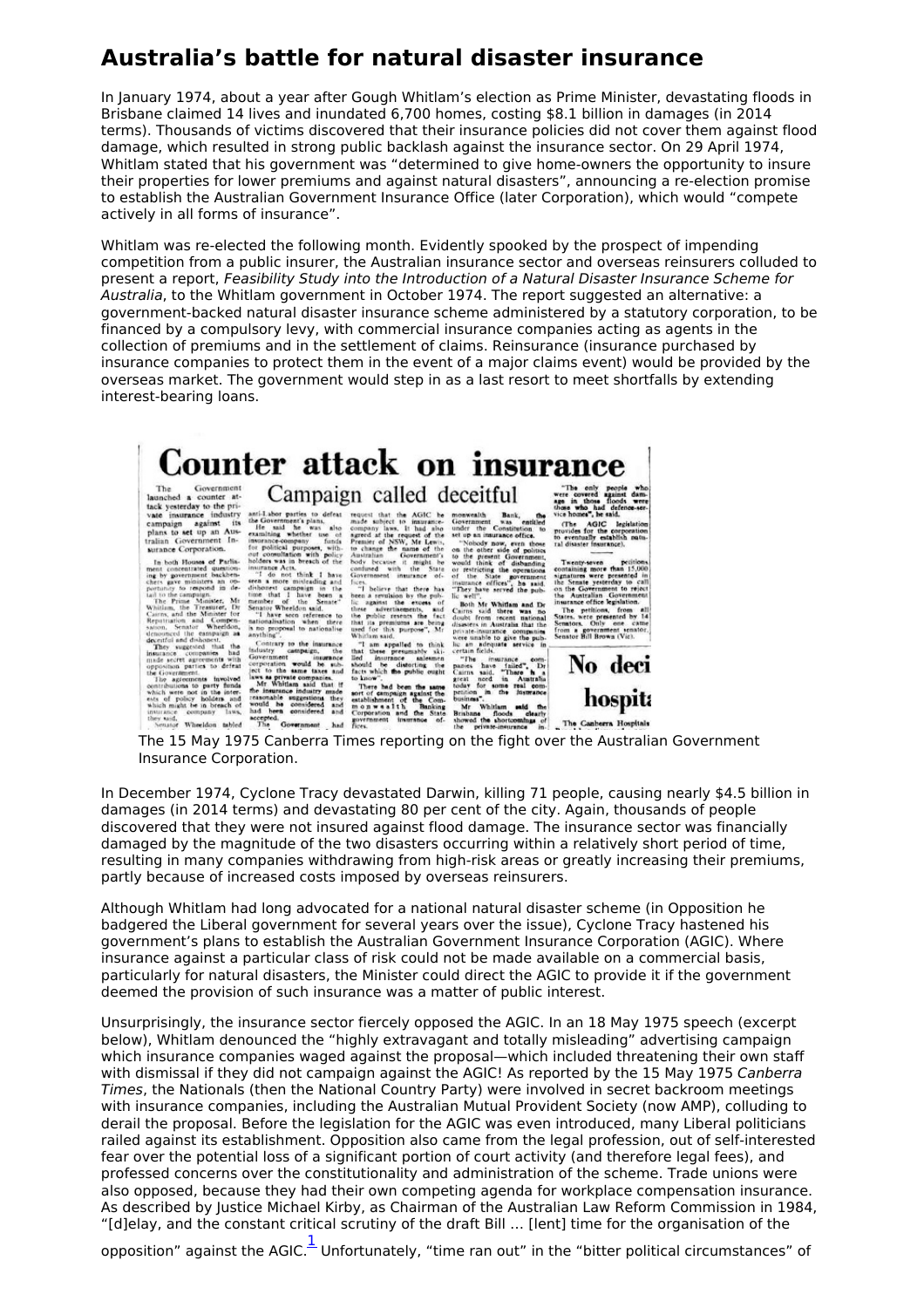# Australia's battle for natural disaster insurance

In January 1974, about a year after Gough Whitlam's election as Prime Minister, devastating floods in Brisbane claimed 14 lives and inundated 6,700 homes, costing $8.1 billion in damages (in 2014 terms). Thousands of victims discovered that their insurance policies did not cover them against flood damage, which resulted in strong public backlash against the insurance sector. On 29 April 1974, Whitlam stated that his government was "determined to give home-owners the opportunity to insure their properties for lower premiums and against natural disasters", announcing a re-election promise to establish the Australian Government Insurance Office (later Corporation), which would "compete actively in all forms of insurance".

Whitlam was re-elected the following month. Evidently spooked by the prospect of impending competition from a public insurer, the Australian insurance sector and overseas reinsurers colluded to present a report, *Feasibility Study into the Introduction of a Natural Disaster Insurance Scheme for Australia*, to the Whitlam government in October 1974. The report suggested an alternative: a government-backed natural disaster insurance scheme administered by a statutory corporation, to be financed by a compulsory levy, with commercial insurance companies acting as agents in the collection of premiums and in the settlement of claims. Reinsurance (insurance purchased by insurance companies to protect them in the event of a major claims event) would be provided by the overseas market. The government would step in as a last resort to meet shortfalls by extending interest-bearing loans.

The 15 May 1975 Canberra Times reporting on the fight over the Australian Government Insurance Corporation.

In December 1974, Cyclone Tracy devastated Darwin, killing 71 people, causing nearly $4.5 billion in damages (in 2014 terms) and devastating 80 per cent of the city. Again, thousands of people discovered that they were not insured against flood damage. The insurance sector was financially damaged by the magnitude of the two disasters occurring within a relatively short period of time, resulting in many companies withdrawing from high-risk areas or greatly increasing their premiums, partly because of increased costs imposed by overseas reinsurers.

Although Whitlam had long advocated for a national natural disaster scheme (in Opposition he badgered the Liberal government for several years over the issue), Cyclone Tracy hastened his government's plans to establish the Australian Government Insurance Corporation (AGIC). Where insurance against a particular class of risk could not be made available on a commercial basis, particularly for natural disasters, the Minister could direct the AGIC to provide it if the government deemed the provision of such insurance was a matter of public interest.

Unsurprisingly, the insurance sector fiercely opposed the AGIC. In an 18 May 1975 speech (excerpt below), Whitlam denounced the "highly extravagant and totally misleading" advertising campaign which insurance companies waged against the proposal—which included threatening their own staff with dismissal if they did not campaign against the AGIC! As reported by the 15 May 1975 *Canberra Times*, the Nationals (then the National Country Party) were involved in secret backroom meetings with insurance companies, including the Australian Mutual Provident Society (now AMP), colluding to derail the proposal. Before the legislation for the AGIC was even introduced, many Liberal politicians railed against its establishment. Opposition also came from the legal profession, out of self-interested fear over the potential loss of a significant portion of court activity (and therefore legal fees), and professed concerns over the constitutionality and administration of the scheme. Trade unions were also opposed, because they had their own competing agenda for workplace compensation insurance. As described by Justice Michael Kirby, as Chairman of the Australian Law Reform Commission in 1984, "[d]elay, and the constant critical scrutiny of the draft Bill … [lent] time for the organisation of the opposition" against the AGIC.[1] Unfortunately, "time ran out" in the "bitter political circumstances" of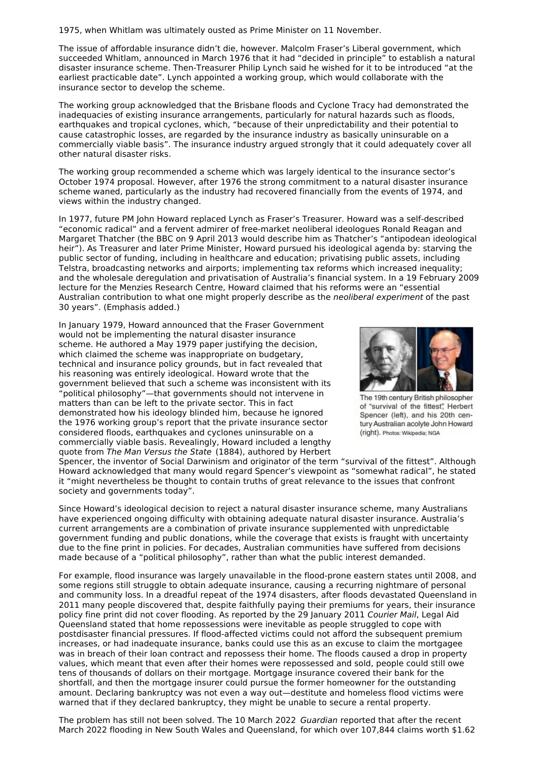1975, when Whitlam was ultimately ousted as Prime Minister on 11 November.

The issue of affordable insurance didn't die, however. Malcolm Fraser's Liberal government, which succeeded Whitlam, announced in March 1976 that it had "decided in principle" to establish a natural disaster insurance scheme. Then-Treasurer Philip Lynch said he wished for it to be introduced "at the earliest practicable date". Lynch appointed a working group, which would collaborate with the insurance sector to develop the scheme.

The working group acknowledged that the Brisbane floods and Cyclone Tracy had demonstrated the inadequacies of existing insurance arrangements, particularly for natural hazards such as floods, earthquakes and tropical cyclones, which, "because of their unpredictability and their potential to cause catastrophic losses, are regarded by the insurance industry as basically uninsurable on a commercially viable basis". The insurance industry argued strongly that it could adequately cover all other natural disaster risks.

The working group recommended a scheme which was largely identical to the insurance sector's October 1974 proposal. However, after 1976 the strong commitment to a natural disaster insurance scheme waned, particularly as the industry had recovered financially from the events of 1974, and views within the industry changed.

In 1977, future PM John Howard replaced Lynch as Fraser's Treasurer. Howard was a self-described "economic radical" and a fervent admirer of free-market neoliberal ideologues Ronald Reagan and Margaret Thatcher (the BBC on 9 April 2013 would describe him as Thatcher's "antipodean ideological heir"). As Treasurer and later Prime Minister, Howard pursued his ideological agenda by: starving the public sector of funding, including in healthcare and education; privatising public assets, including Telstra, broadcasting networks and airports; implementing tax reforms which increased inequality; and the wholesale deregulation and privatisation of Australia's financial system. In a 19 February 2009 lecture for the Menzies Research Centre, Howard claimed that his reforms were an "essential Australian contribution to what one might properly describe as the *neoliberal experiment* of the past 30 years". (Emphasis added.)

In January 1979, Howard announced that the Fraser Government would not be implementing the natural disaster insurance scheme. He authored a May 1979 paper justifying the decision, which claimed the scheme was inappropriate on budgetary, technical and insurance policy grounds, but in fact revealed that his reasoning was entirely ideological. Howard wrote that the government believed that such a scheme was inconsistent with its "political philosophy"—that governments should not intervene in matters than can be left to the private sector. This in fact demonstrated how his ideology blinded him, because he ignored the 1976 working group's report that the private insurance sector considered floods, earthquakes and cyclones uninsurable on a commercially viable basis. Revealingly, Howard included a lengthy quote from *The Man Versus the State* (1884), authored by Herbert Spencer, the inventor of Social Darwinism and originator of the term "survival of the fittest". Although Howard acknowledged that many would regard Spencer's viewpoint as "somewhat radical", he stated it "might nevertheless be thought to contain truths of great relevance to the issues that confront society and governments today".

The 19th century British philosopher of "survival of the fittest", Herbert Spencer (left), and his 20th century Australian acolyte John Howard (right). Photos: Wikipedia; NGA

Since Howard's ideological decision to reject a natural disaster insurance scheme, many Australians have experienced ongoing difficulty with obtaining adequate natural disaster insurance. Australia's current arrangements are a combination of private insurance supplemented with unpredictable government funding and public donations, while the coverage that exists is fraught with uncertainty due to the fine print in policies. For decades, Australian communities have suffered from decisions made because of a "political philosophy", rather than what the public interest demanded.

For example, flood insurance was largely unavailable in the flood-prone eastern states until 2008, and some regions still struggle to obtain adequate insurance, causing a recurring nightmare of personal and community loss. In a dreadful repeat of the 1974 disasters, after floods devastated Queensland in 2011 many people discovered that, despite faithfully paying their premiums for years, their insurance policy fine print did not cover flooding. As reported by the 29 January 2011 *Courier Mail*, Legal Aid Queensland stated that home repossessions were inevitable as people struggled to cope with postdisaster financial pressures. If flood-affected victims could not afford the subsequent premium increases, or had inadequate insurance, banks could use this as an excuse to claim the mortgagee was in breach of their loan contract and repossess their home. The floods caused a drop in property values, which meant that even after their homes were repossessed and sold, people could still owe tens of thousands of dollars on their mortgage. Mortgage insurance covered their bank for the shortfall, and then the mortgage insurer could pursue the former homeowner for the outstanding amount. Declaring bankruptcy was not even a way out—destitute and homeless flood victims were warned that if they declared bankruptcy, they might be unable to secure a rental property.

The problem has still not been solved. The 10 March 2022 *Guardian* reported that after the recent March 2022 flooding in New South Wales and Queensland, for which over 107,844 claims worth $1.62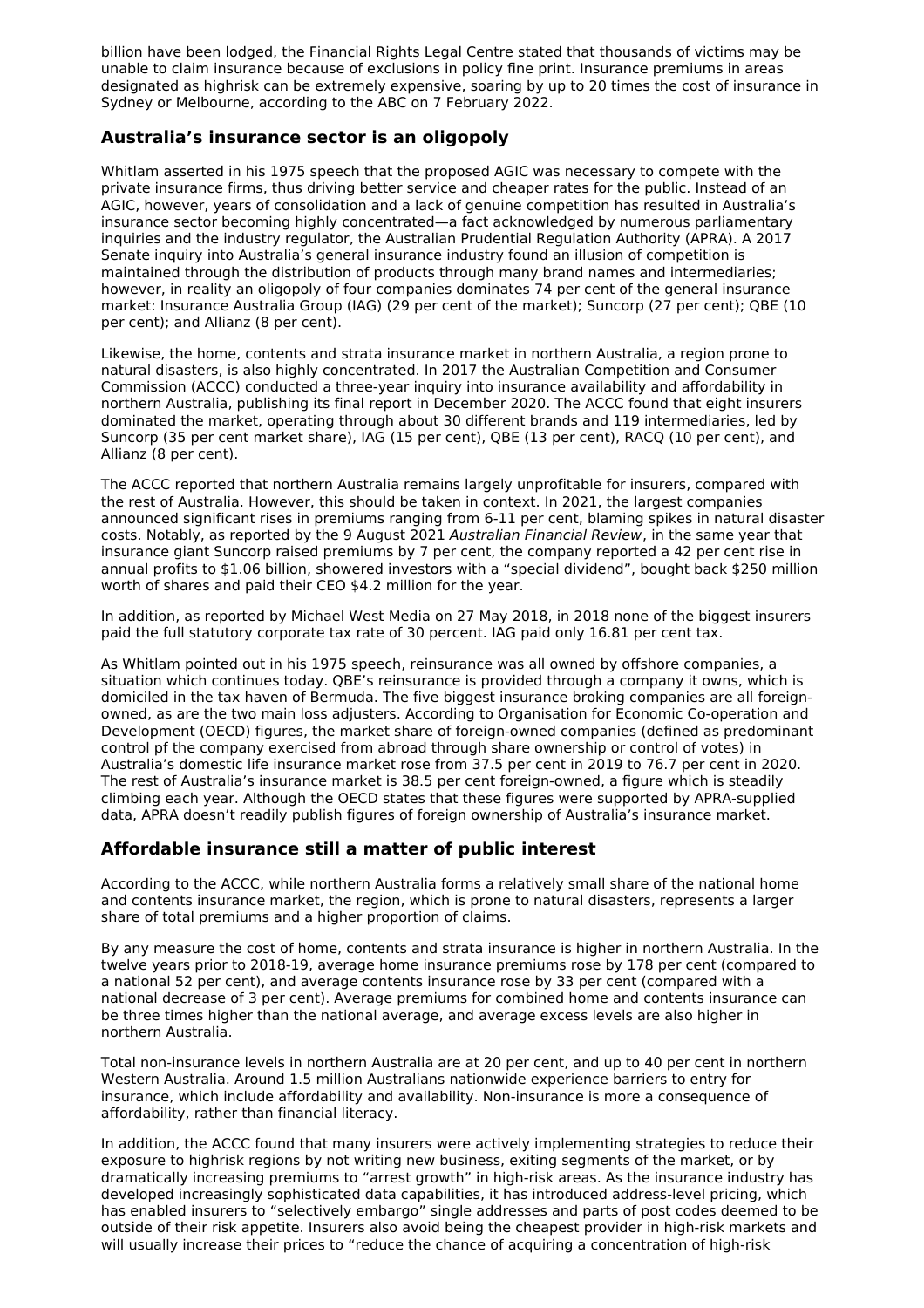billion have been lodged, the Financial Rights Legal Centre stated that thousands of victims may be unable to claim insurance because of exclusions in policy fine print. Insurance premiums in areas designated as highrisk can be extremely expensive, soaring by up to 20 times the cost of insurance in Sydney or Melbourne, according to the ABC on 7 February 2022.

## Australia's insurance sector is an oligopoly

Whitlam asserted in his 1975 speech that the proposed AGIC was necessary to compete with the private insurance firms, thus driving better service and cheaper rates for the public. Instead of an AGIC, however, years of consolidation and a lack of genuine competition has resulted in Australia's insurance sector becoming highly concentrated—a fact acknowledged by numerous parliamentary inquiries and the industry regulator, the Australian Prudential Regulation Authority (APRA). A 2017 Senate inquiry into Australia's general insurance industry found an illusion of competition is maintained through the distribution of products through many brand names and intermediaries; however, in reality an oligopoly of four companies dominates 74 per cent of the general insurance market: Insurance Australia Group (IAG) (29 per cent of the market); Suncorp (27 per cent); QBE (10 per cent); and Allianz (8 per cent).

Likewise, the home, contents and strata insurance market in northern Australia, a region prone to natural disasters, is also highly concentrated. In 2017 the Australian Competition and Consumer Commission (ACCC) conducted a three-year inquiry into insurance availability and affordability in northern Australia, publishing its final report in December 2020. The ACCC found that eight insurers dominated the market, operating through about 30 different brands and 119 intermediaries, led by Suncorp (35 per cent market share), IAG (15 per cent), QBE (13 per cent), RACQ (10 per cent), and Allianz (8 per cent).

The ACCC reported that northern Australia remains largely unprofitable for insurers, compared with the rest of Australia. However, this should be taken in context. In 2021, the largest companies announced significant rises in premiums ranging from 6-11 per cent, blaming spikes in natural disaster costs. Notably, as reported by the 9 August 2021 *Australian Financial Review*, in the same year that insurance giant Suncorp raised premiums by 7 per cent, the company reported a 42 per cent rise in annual profits to $1.06 billion, showered investors with a "special dividend", bought back $250 million worth of shares and paid their CEO $4.2 million for the year.

In addition, as reported by Michael West Media on 27 May 2018, in 2018 none of the biggest insurers paid the full statutory corporate tax rate of 30 percent. IAG paid only 16.81 per cent tax.

As Whitlam pointed out in his 1975 speech, reinsurance was all owned by offshore companies, a situation which continues today. QBE's reinsurance is provided through a company it owns, which is domiciled in the tax haven of Bermuda. The five biggest insurance broking companies are all foreign-owned, as are the two main loss adjusters. According to Organisation for Economic Co-operation and Development (OECD) figures, the market share of foreign-owned companies (defined as predominant control pf the company exercised from abroad through share ownership or control of votes) in Australia's domestic life insurance market rose from 37.5 per cent in 2019 to 76.7 per cent in 2020. The rest of Australia's insurance market is 38.5 per cent foreign-owned, a figure which is steadily climbing each year. Although the OECD states that these figures were supported by APRA-supplied data, APRA doesn't readily publish figures of foreign ownership of Australia's insurance market.

## Affordable insurance still a matter of public interest

According to the ACCC, while northern Australia forms a relatively small share of the national home and contents insurance market, the region, which is prone to natural disasters, represents a larger share of total premiums and a higher proportion of claims.

By any measure the cost of home, contents and strata insurance is higher in northern Australia. In the twelve years prior to 2018-19, average home insurance premiums rose by 178 per cent (compared to a national 52 per cent), and average contents insurance rose by 33 per cent (compared with a national decrease of 3 per cent). Average premiums for combined home and contents insurance can be three times higher than the national average, and average excess levels are also higher in northern Australia.

Total non-insurance levels in northern Australia are at 20 per cent, and up to 40 per cent in northern Western Australia. Around 1.5 million Australians nationwide experience barriers to entry for insurance, which include affordability and availability. Non-insurance is more a consequence of affordability, rather than financial literacy.

In addition, the ACCC found that many insurers were actively implementing strategies to reduce their exposure to highrisk regions by not writing new business, exiting segments of the market, or by dramatically increasing premiums to "arrest growth" in high-risk areas. As the insurance industry has developed increasingly sophisticated data capabilities, it has introduced address-level pricing, which has enabled insurers to "selectively embargo" single addresses and parts of post codes deemed to be outside of their risk appetite. Insurers also avoid being the cheapest provider in high-risk markets and will usually increase their prices to "reduce the chance of acquiring a concentration of high-risk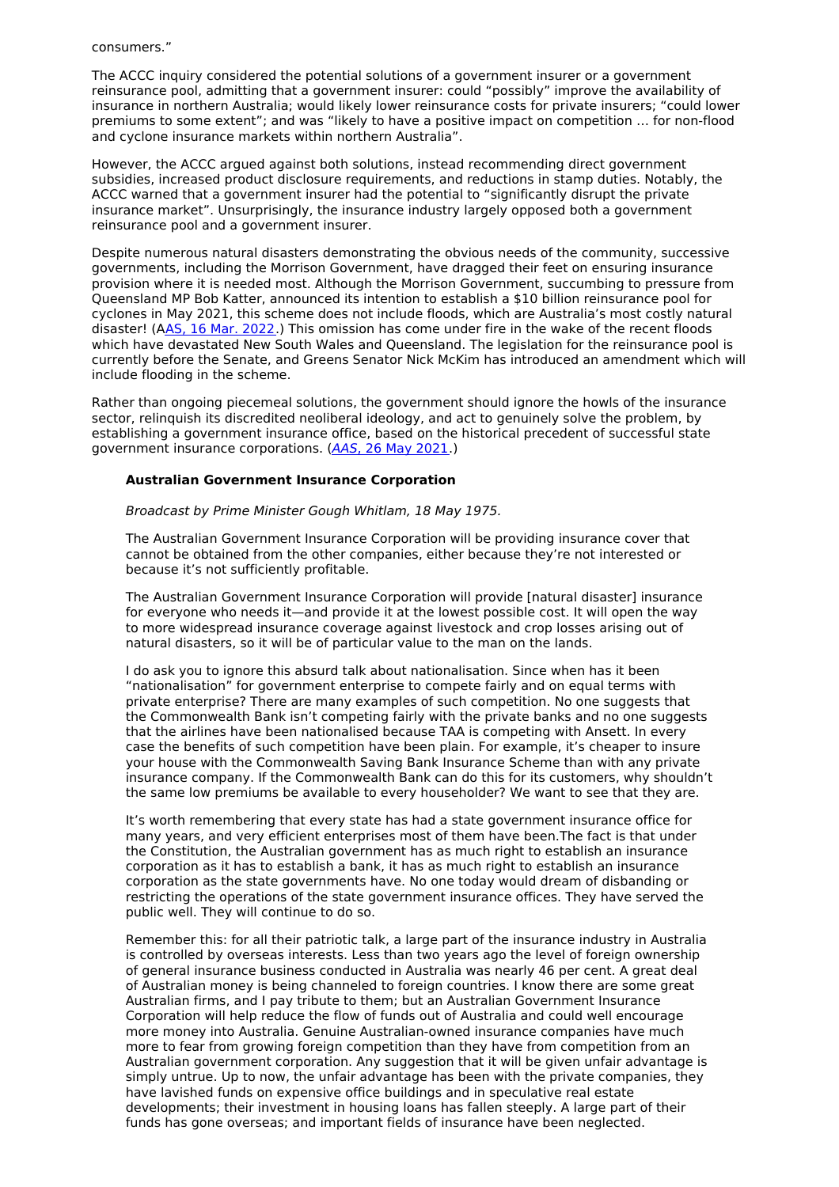consumers."

The ACCC inquiry considered the potential solutions of a government insurer or a government reinsurance pool, admitting that a government insurer: could "possibly" improve the availability of insurance in northern Australia; would likely lower reinsurance costs for private insurers; "could lower premiums to some extent"; and was "likely to have a positive impact on competition … for non-flood and cyclone insurance markets within northern Australia".

However, the ACCC argued against both solutions, instead recommending direct government subsidies, increased product disclosure requirements, and reductions in stamp duties. Notably, the ACCC warned that a government insurer had the potential to "significantly disrupt the private insurance market". Unsurprisingly, the insurance industry largely opposed both a government reinsurance pool and a government insurer.

Despite numerous natural disasters demonstrating the obvious needs of the community, successive governments, including the Morrison Government, have dragged their feet on ensuring insurance provision where it is needed most. Although the Morrison Government, succumbing to pressure from Queensland MP Bob Katter, announced its intention to establish a $10 billion reinsurance pool for cyclones in May 2021, this scheme does not include floods, which are Australia's most costly natural disaster! (AAS, 16 Mar. 2022.) This omission has come under fire in the wake of the recent floods which have devastated New South Wales and Queensland. The legislation for the reinsurance pool is currently before the Senate, and Greens Senator Nick McKim has introduced an amendment which will include flooding in the scheme.

Rather than ongoing piecemeal solutions, the government should ignore the howls of the insurance sector, relinquish its discredited neoliberal ideology, and act to genuinely solve the problem, by establishing a government insurance office, based on the historical precedent of successful state government insurance corporations. (*AAS*, 26 May 2021.)

> **Australian Government Insurance Corporation**
>
> *Broadcast by Prime Minister Gough Whitlam, 18 May 1975.*
>
> The Australian Government Insurance Corporation will be providing insurance cover that cannot be obtained from the other companies, either because they're not interested or because it's not sufficiently profitable.
>
> The Australian Government Insurance Corporation will provide [natural disaster] insurance for everyone who needs it—and provide it at the lowest possible cost. It will open the way to more widespread insurance coverage against livestock and crop losses arising out of natural disasters, so it will be of particular value to the man on the lands.
>
> I do ask you to ignore this absurd talk about nationalisation. Since when has it been "nationalisation" for government enterprise to compete fairly and on equal terms with private enterprise? There are many examples of such competition. No one suggests that the Commonwealth Bank isn't competing fairly with the private banks and no one suggests that the airlines have been nationalised because TAA is competing with Ansett. In every case the benefits of such competition have been plain. For example, it's cheaper to insure your house with the Commonwealth Saving Bank Insurance Scheme than with any private insurance company. If the Commonwealth Bank can do this for its customers, why shouldn't the same low premiums be available to every householder? We want to see that they are.
>
> It's worth remembering that every state has had a state government insurance office for many years, and very efficient enterprises most of them have been.The fact is that under the Constitution, the Australian government has as much right to establish an insurance corporation as it has to establish a bank, it has as much right to establish an insurance corporation as the state governments have. No one today would dream of disbanding or restricting the operations of the state government insurance offices. They have served the public well. They will continue to do so.
>
> Remember this: for all their patriotic talk, a large part of the insurance industry in Australia is controlled by overseas interests. Less than two years ago the level of foreign ownership of general insurance business conducted in Australia was nearly 46 per cent. A great deal of Australian money is being channeled to foreign countries. I know there are some great Australian firms, and I pay tribute to them; but an Australian Government Insurance Corporation will help reduce the flow of funds out of Australia and could well encourage more money into Australia. Genuine Australian-owned insurance companies have much more to fear from growing foreign competition than they have from competition from an Australian government corporation. Any suggestion that it will be given unfair advantage is simply untrue. Up to now, the unfair advantage has been with the private companies, they have lavished funds on expensive office buildings and in speculative real estate developments; their investment in housing loans has fallen steeply. A large part of their funds has gone overseas; and important fields of insurance have been neglected.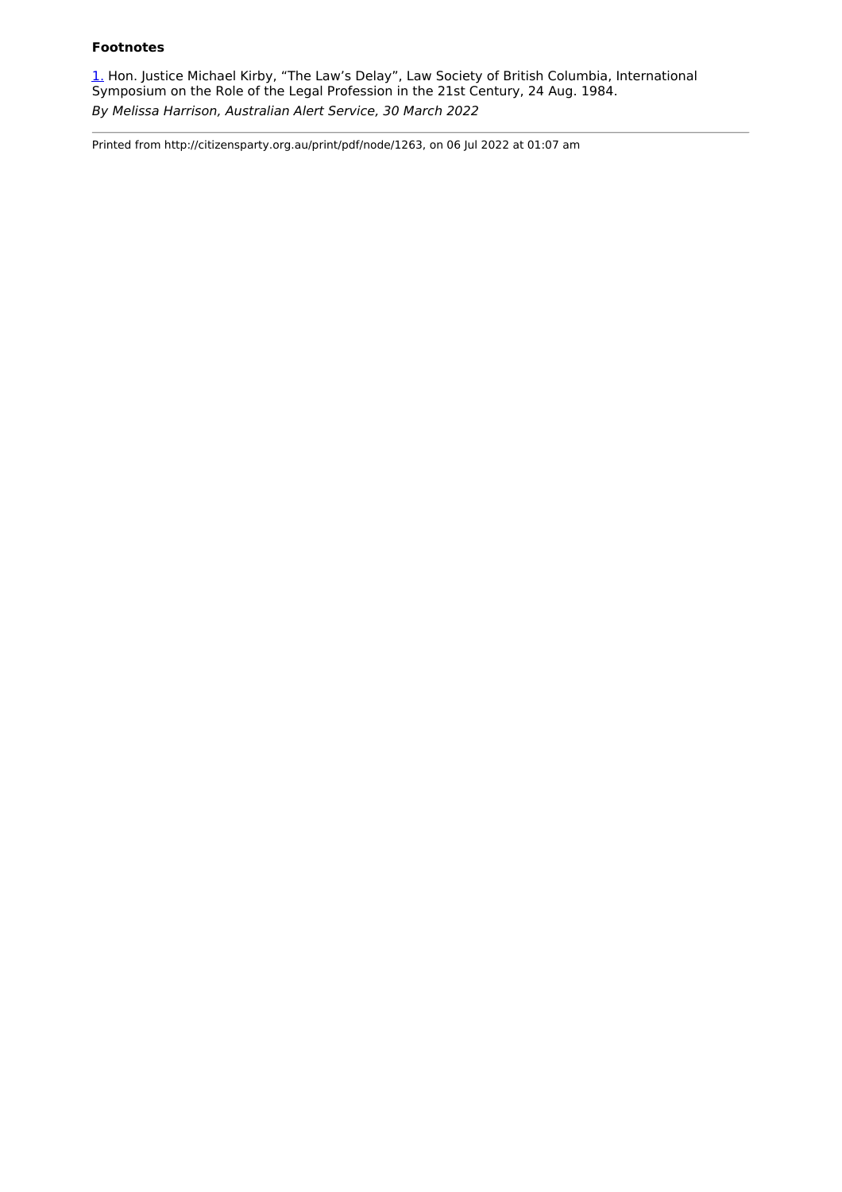**Footnotes**

1. Hon. Justice Michael Kirby, “The Law’s Delay”, Law Society of British Columbia, International Symposium on the Role of the Legal Profession in the 21st Century, 24 Aug. 1984.

*By Melissa Harrison, Australian Alert Service, 30 March 2022*

---

Printed from http://citizensparty.org.au/print/pdf/node/1263, on 06 Jul 2022 at 01:07 am